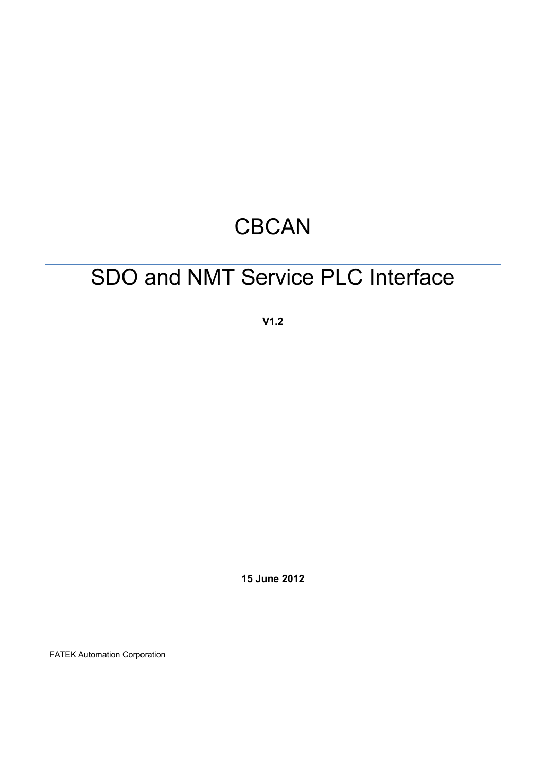# CBCAN

---

# SDO and NMT Service PLC Interface

**V1.2**

**15 June 2012**

FATEK Automation Corporation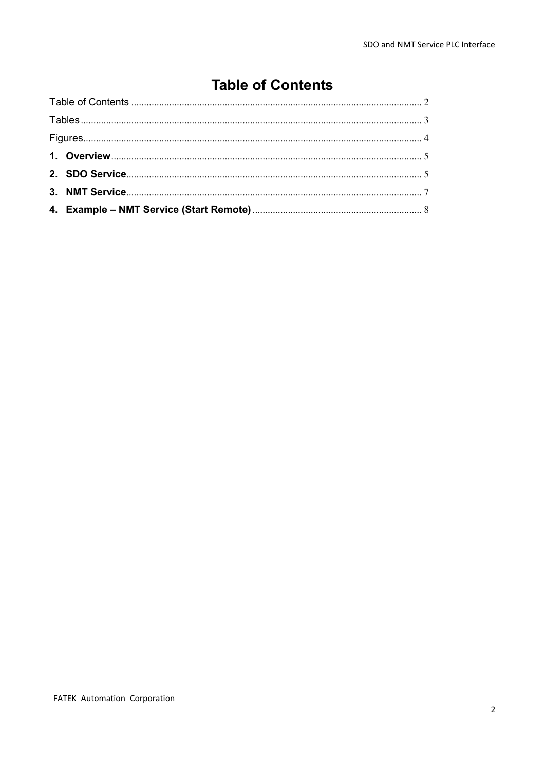# Table of Contents

Table of Contents .................................................................................................................. 2

Tables ...................................................................................................................................... 3

Figures ..................................................................................................................................... 4

**1. Overview** .......................................................................................................................... 5

**2. SDO Service** .................................................................................................................... 5

**3. NMT Service** .................................................................................................................... 7

**4. Example – NMT Service (Start Remote)** ................................................................... 8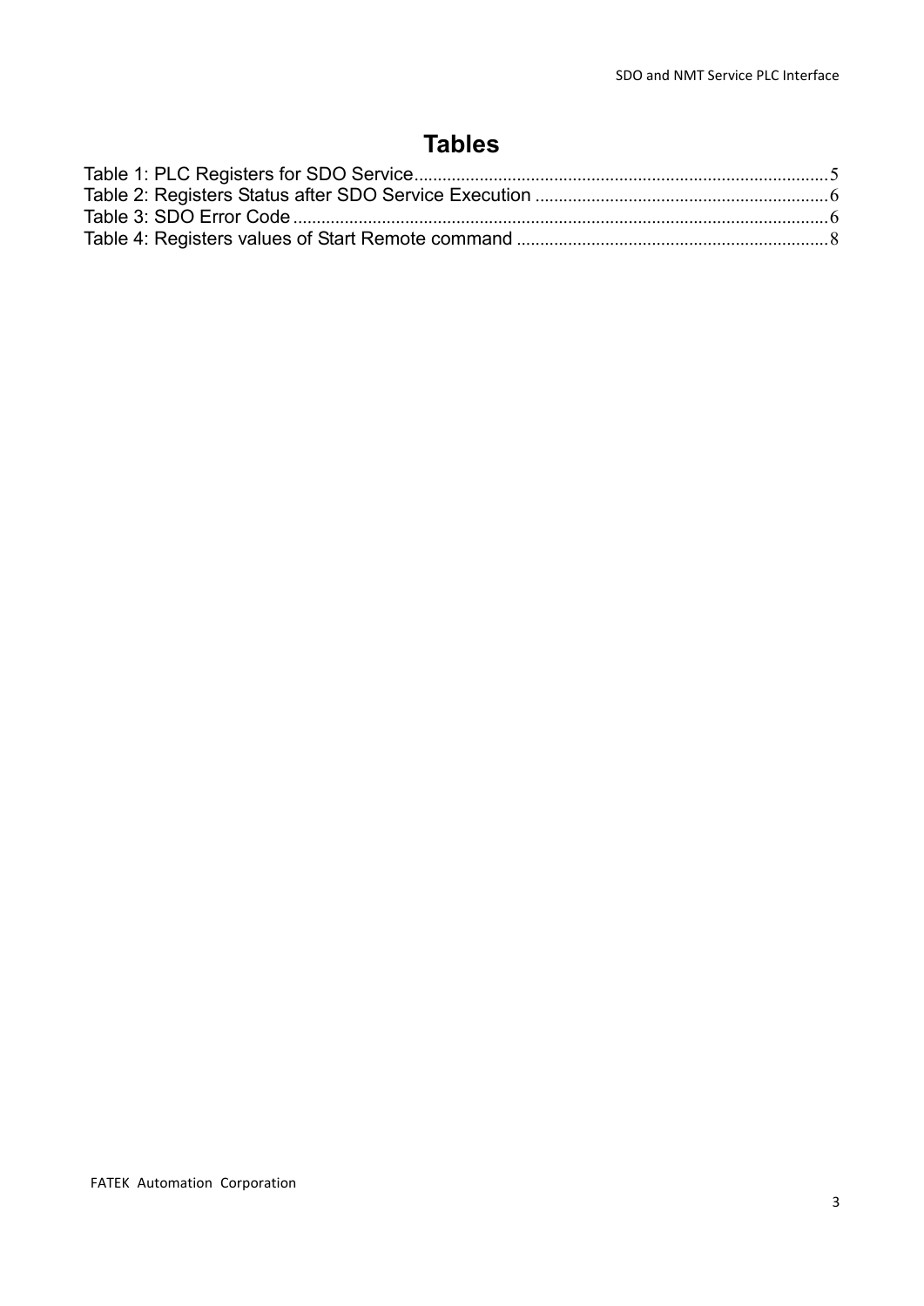# Tables

Table 1: PLC Registers for SDO Service........................................................................................5
Table 2: Registers Status after SDO Service Execution ..............................................................6
Table 3: SDO Error Code .................................................................................................................6
Table 4: Registers values of Start Remote command ..................................................................8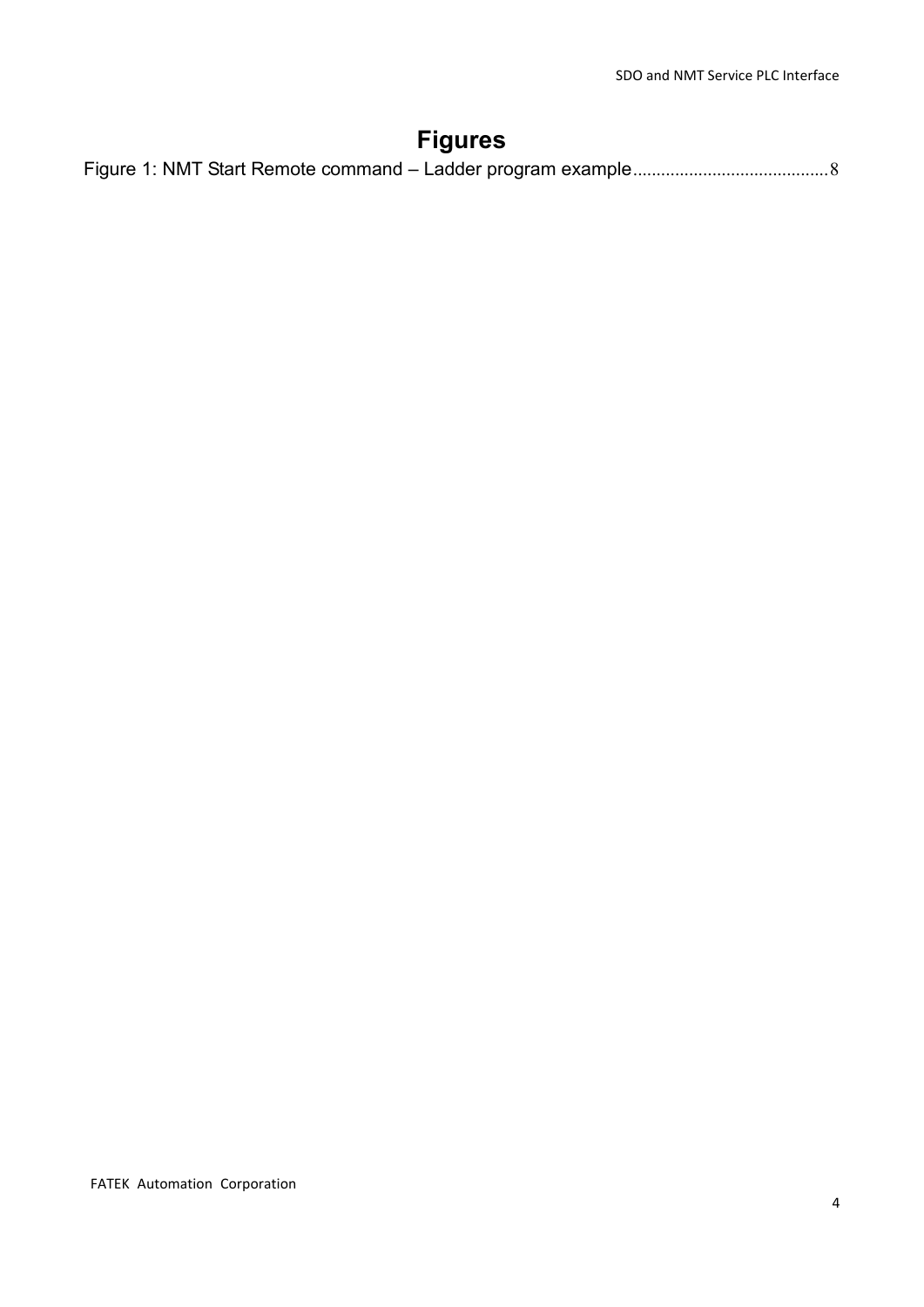# Figures

Figure 1: NMT Start Remote command – Ladder program example.........................................8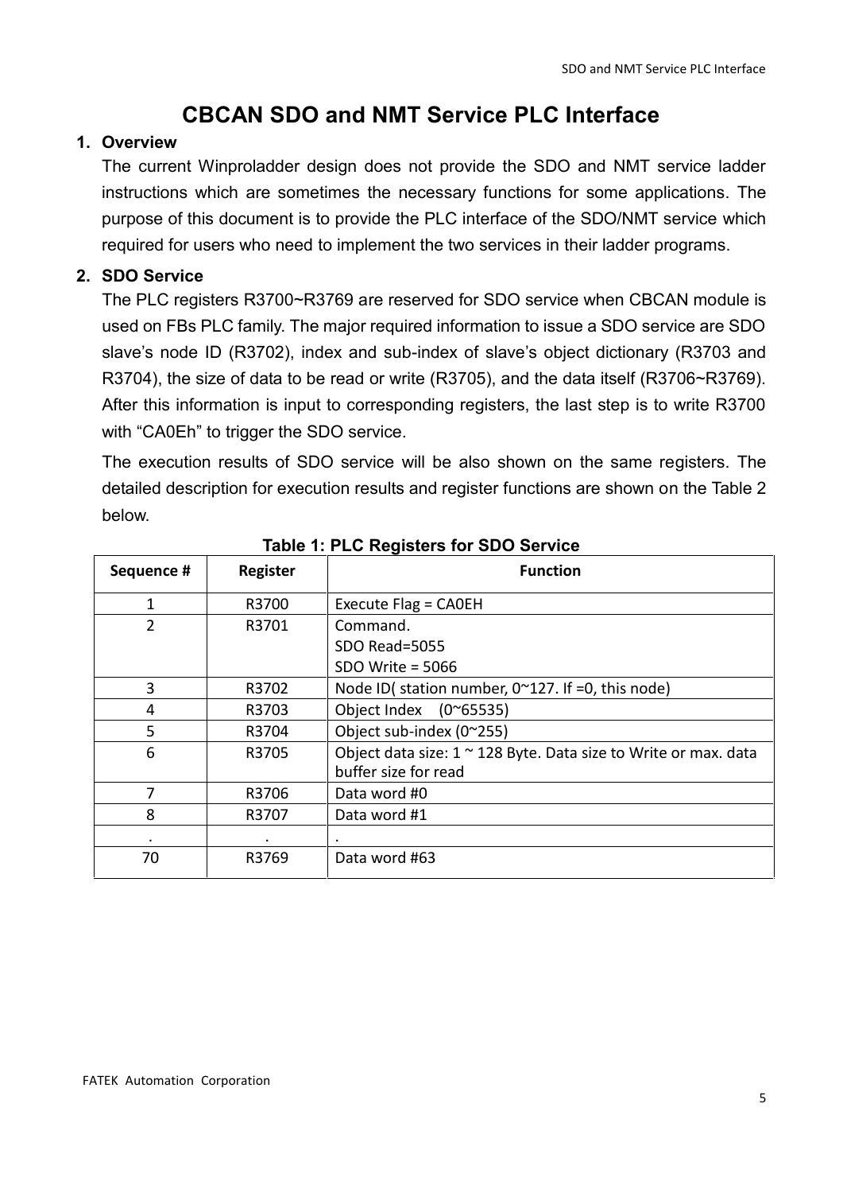# CBCAN SDO and NMT Service PLC Interface

## 1. Overview

The current Winproladder design does not provide the SDO and NMT service ladder instructions which are sometimes the necessary functions for some applications. The purpose of this document is to provide the PLC interface of the SDO/NMT service which required for users who need to implement the two services in their ladder programs.

## 2. SDO Service

The PLC registers R3700~R3769 are reserved for SDO service when CBCAN module is used on FBs PLC family. The major required information to issue a SDO service are SDO slave's node ID (R3702), index and sub-index of slave's object dictionary (R3703 and R3704), the size of data to be read or write (R3705), and the data itself (R3706~R3769). After this information is input to corresponding registers, the last step is to write R3700 with "CA0Eh" to trigger the SDO service.

The execution results of SDO service will be also shown on the same registers. The detailed description for execution results and register functions are shown on the Table 2 below.

**Table 1: PLC Registers for SDO Service**

| Sequence # | Register | Function |
|---|---|---|
| 1 | R3700 | Execute Flag = CA0EH |
| 2 | R3701 | Command.<br>SDO Read=5055<br>SDO Write = 5066 |
| 3 | R3702 | Node ID( station number, 0~127. If =0, this node) |
| 4 | R3703 | Object Index (0~65535) |
| 5 | R3704 | Object sub-index (0~255) |
| 6 | R3705 | Object data size: 1 ~ 128 Byte. Data size to Write or max. data buffer size for read |
| 7 | R3706 | Data word #0 |
| 8 | R3707 | Data word #1 |
| . | . | . |
| 70 | R3769 | Data word #63 |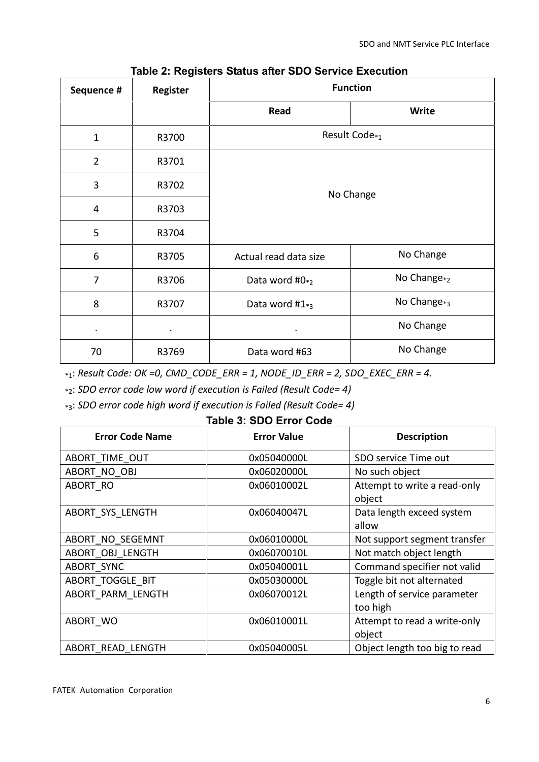**Table 2: Registers Status after SDO Service Execution**

| Sequence # | Register | Function | |
|---|---|---|---|
| | | Read | Write |
| 1 | R3700 | Result Code*1 | |
| 2 | R3701 | No Change | |
| 3 | R3702 | | |
| 4 | R3703 | | |
| 5 | R3704 | | |
| 6 | R3705 | Actual read data size | No Change |
| 7 | R3706 | Data word #0*2 | No Change*2 |
| 8 | R3707 | Data word #1*3 | No Change*3 |
| . | . | . | No Change |
| 70 | R3769 | Data word #63 | No Change |

*1: *Result Code: OK =0, CMD_CODE_ERR = 1, NODE_ID_ERR = 2, SDO_EXEC_ERR = 4.*

*2: *SDO error code low word if execution is Failed (Result Code= 4)*

*3: *SDO error code high word if execution is Failed (Result Code= 4)*

**Table 3: SDO Error Code**

| Error Code Name | Error Value | Description |
|---|---|---|
| ABORT_TIME_OUT | 0x05040000L | SDO service Time out |
| ABORT_NO_OBJ | 0x06020000L | No such object |
| ABORT_RO | 0x06010002L | Attempt to write a read-only object |
| ABORT_SYS_LENGTH | 0x06040047L | Data length exceed system allow |
| ABORT_NO_SEGEMNT | 0x06010000L | Not support segment transfer |
| ABORT_OBJ_LENGTH | 0x06070010L | Not match object length |
| ABORT_SYNC | 0x05040001L | Command specifier not valid |
| ABORT_TOGGLE_BIT | 0x05030000L | Toggle bit not alternated |
| ABORT_PARM_LENGTH | 0x06070012L | Length of service parameter too high |
| ABORT_WO | 0x06010001L | Attempt to read a write-only object |
| ABORT_READ_LENGTH | 0x05040005L | Object length too big to read |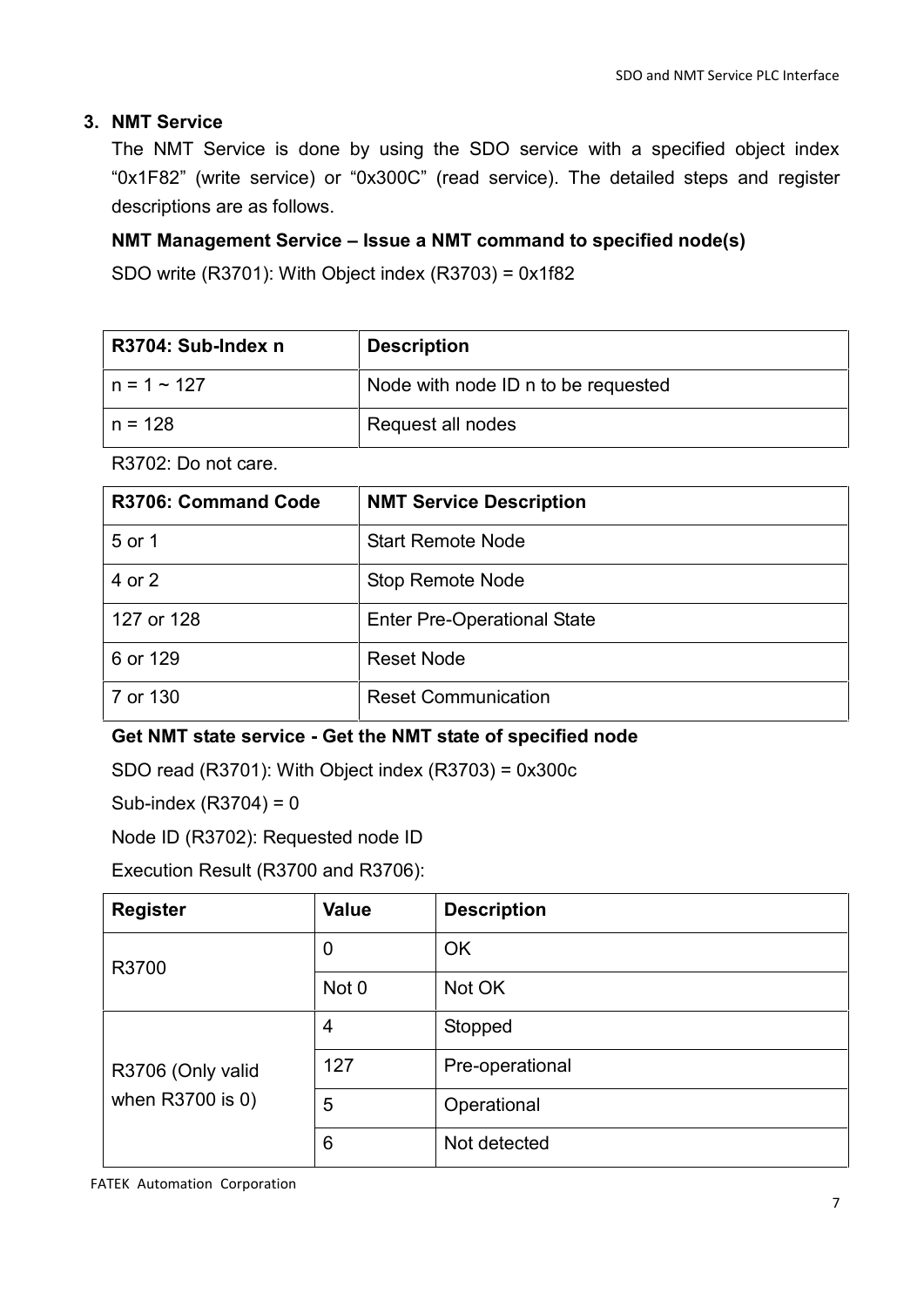## 3. NMT Service

The NMT Service is done by using the SDO service with a specified object index “0x1F82” (write service) or “0x300C” (read service). The detailed steps and register descriptions are as follows.

**NMT Management Service – Issue a NMT command to specified node(s)**

SDO write (R3701): With Object index (R3703) = 0x1f82

| R3704: Sub-Index n | Description |
|---|---|
| n = 1 ~ 127 | Node with node ID n to be requested |
| n = 128 | Request all nodes |

R3702: Do not care.

| R3706: Command Code | NMT Service Description |
|---|---|
| 5 or 1 | Start Remote Node |
| 4 or 2 | Stop Remote Node |
| 127 or 128 | Enter Pre-Operational State |
| 6 or 129 | Reset Node |
| 7 or 130 | Reset Communication |

**Get NMT state service - Get the NMT state of specified node**

SDO read (R3701): With Object index (R3703) = 0x300c

Sub-index (R3704) = 0

Node ID (R3702): Requested node ID

Execution Result (R3700 and R3706):

| Register | Value | Description |
|---|---|---|
| R3700 | 0 | OK |
| | Not 0 | Not OK |
| R3706 (Only valid when R3700 is 0) | 4 | Stopped |
| | 127 | Pre-operational |
| | 5 | Operational |
| | 6 | Not detected |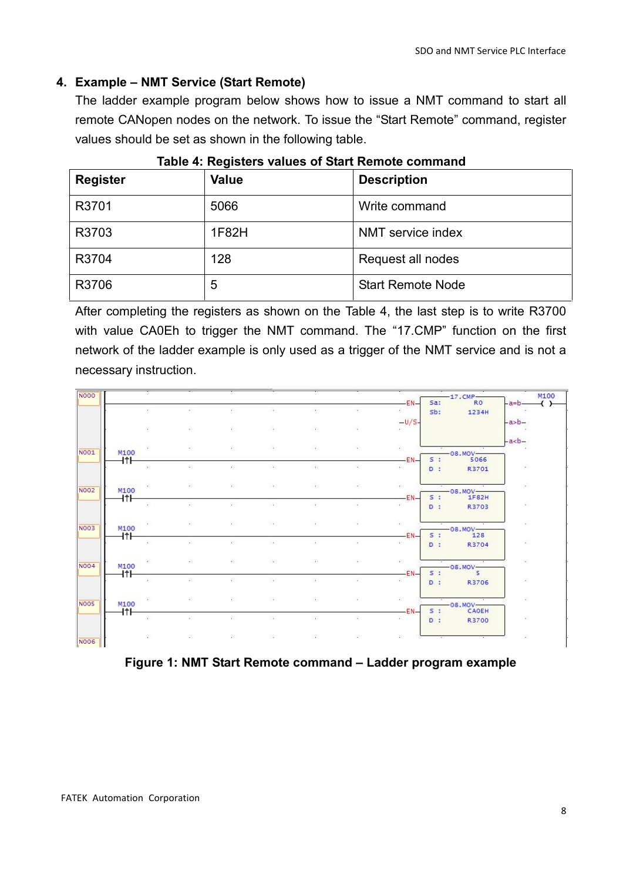## 4. Example – NMT Service (Start Remote)

The ladder example program below shows how to issue a NMT command to start all remote CANopen nodes on the network. To issue the "Start Remote" command, register values should be set as shown in the following table.

**Table 4: Registers values of Start Remote command**

| Register | Value | Description |
|---|---|---|
| R3701 | 5066 | Write command |
| R3703 | 1F82H | NMT service index |
| R3704 | 128 | Request all nodes |
| R3706 | 5 | Start Remote Node |

After completing the registers as shown on the Table 4, the last step is to write R3700 with value CA0Eh to trigger the NMT command. The "17.CMP" function on the first network of the ladder example is only used as a trigger of the NMT service and is not a necessary instruction.

N000
EN
U/S
17.CMP
Sa: R0
Sb: 1234H
a=b
a>b
a<b
M100

N001
M100
EN
08.MOV
S : 5066
D : R3701

N002
M100
EN
08.MOV
S : 1F82H
D : R3703

N003
M100
EN
08.MOV
S : 128
D : R3704

N004
M100
EN
08.MOV
S : 5
D : R3706

N005
M100
EN
08.MOV
S : CA0EH
D : R3700

N006

**Figure 1: NMT Start Remote command – Ladder program example**